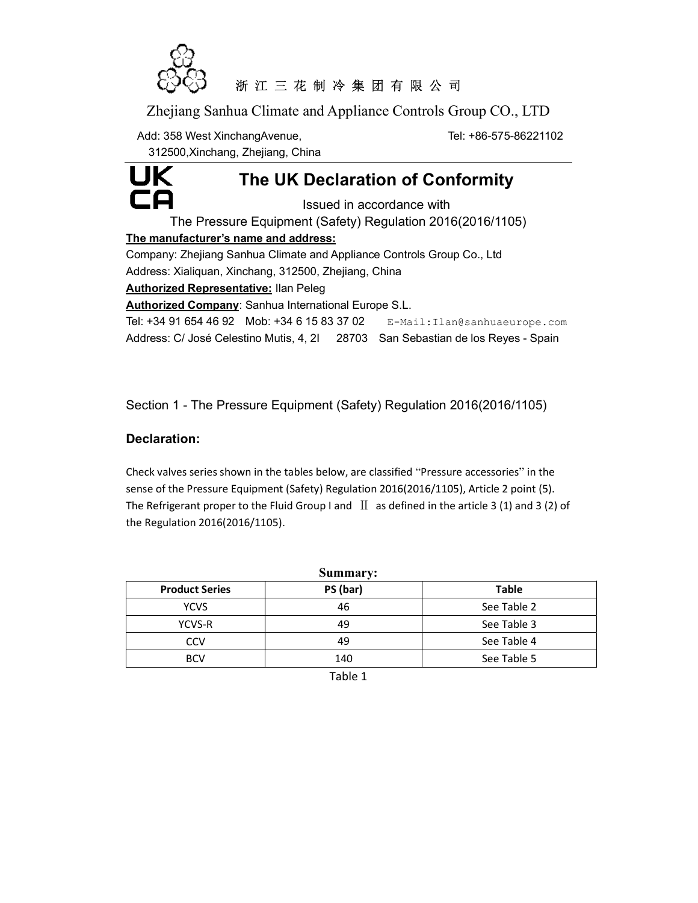浙江三花制冷集团有限公司

Zhejiang Sanhua Climate and Appliance Controls Group CO., LTD

Add: 358 West XinchangAvenue, 312500,Xinchang, Zhejiang, China

Tel: +86-575-86221102

UK CA

# The UK Declaration of Conformity

Issued in accordance with
The Pressure Equipment (Safety) Regulation 2016(2016/1105)

**The manufacturer's name and address:**

Company: Zhejiang Sanhua Climate and Appliance Controls Group Co., Ltd
Address: Xialiquan, Xinchang, 312500, Zhejiang, China

**Authorized Representative:** Ilan Peleg

**Authorized Company**: Sanhua International Europe S.L.

Tel: +34 91 654 46 92 Mob: +34 6 15 83 37 02 E-Mail:Ilan@sanhuaeurope.com

Address: C/ José Celestino Mutis, 4, 2I 28703 San Sebastian de los Reyes - Spain

Section 1 - The Pressure Equipment (Safety) Regulation 2016(2016/1105)

## Declaration:

Check valves series shown in the tables below, are classified "Pressure accessories" in the sense of the Pressure Equipment (Safety) Regulation 2016(2016/1105), Article 2 point (5). The Refrigerant proper to the Fluid Group I and Ⅱ as defined in the article 3 (1) and 3 (2) of the Regulation 2016(2016/1105).

**Summary:**

| Product Series | PS (bar) | Table |
|---|---|---|
| YCVS | 46 | See Table 2 |
| YCVS-R | 49 | See Table 3 |
| CCV | 49 | See Table 4 |
| BCV | 140 | See Table 5 |

Table 1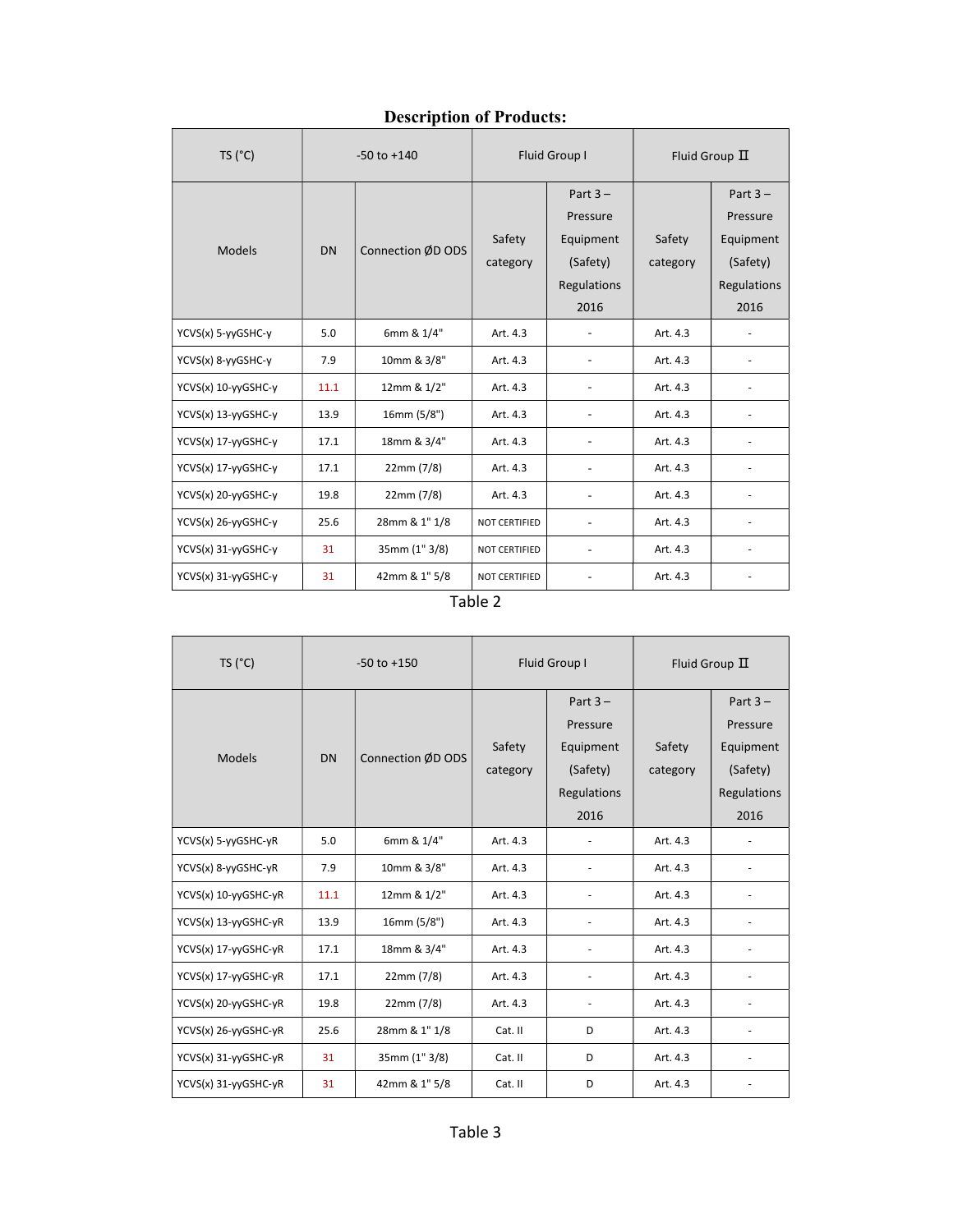# Description of Products:

| TS (°C) | -50 to +140 | | Fluid Group I | | Fluid Group Ⅱ | |
|---|---|---|---|---|---|---|
| Models | DN | Connection ØD ODS | Safety category | Part 3 – Pressure Equipment (Safety) Regulations 2016 | Safety category | Part 3 – Pressure Equipment (Safety) Regulations 2016 |
| YCVS(x) 5-yyGSHC-y | 5.0 | 6mm & 1/4" | Art. 4.3 | - | Art. 4.3 | - |
| YCVS(x) 8-yyGSHC-y | 7.9 | 10mm & 3/8" | Art. 4.3 | - | Art. 4.3 | - |
| YCVS(x) 10-yyGSHC-y | 11.1 | 12mm & 1/2" | Art. 4.3 | - | Art. 4.3 | - |
| YCVS(x) 13-yyGSHC-y | 13.9 | 16mm (5/8") | Art. 4.3 | - | Art. 4.3 | - |
| YCVS(x) 17-yyGSHC-y | 17.1 | 18mm & 3/4" | Art. 4.3 | - | Art. 4.3 | - |
| YCVS(x) 17-yyGSHC-y | 17.1 | 22mm (7/8) | Art. 4.3 | - | Art. 4.3 | - |
| YCVS(x) 20-yyGSHC-y | 19.8 | 22mm (7/8) | Art. 4.3 | - | Art. 4.3 | - |
| YCVS(x) 26-yyGSHC-y | 25.6 | 28mm & 1" 1/8 | NOT CERTIFIED | - | Art. 4.3 | - |
| YCVS(x) 31-yyGSHC-y | 31 | 35mm (1" 3/8) | NOT CERTIFIED | - | Art. 4.3 | - |
| YCVS(x) 31-yyGSHC-y | 31 | 42mm & 1" 5/8 | NOT CERTIFIED | - | Art. 4.3 | - |

Table 2

| TS (°C) | -50 to +150 | | Fluid Group I | | Fluid Group Ⅱ | |
|---|---|---|---|---|---|---|
| Models | DN | Connection ØD ODS | Safety category | Part 3 – Pressure Equipment (Safety) Regulations 2016 | Safety category | Part 3 – Pressure Equipment (Safety) Regulations 2016 |
| YCVS(x) 5-yyGSHC-yR | 5.0 | 6mm & 1/4" | Art. 4.3 | - | Art. 4.3 | - |
| YCVS(x) 8-yyGSHC-yR | 7.9 | 10mm & 3/8" | Art. 4.3 | - | Art. 4.3 | - |
| YCVS(x) 10-yyGSHC-yR | 11.1 | 12mm & 1/2" | Art. 4.3 | - | Art. 4.3 | - |
| YCVS(x) 13-yyGSHC-yR | 13.9 | 16mm (5/8") | Art. 4.3 | - | Art. 4.3 | - |
| YCVS(x) 17-yyGSHC-yR | 17.1 | 18mm & 3/4" | Art. 4.3 | - | Art. 4.3 | - |
| YCVS(x) 17-yyGSHC-yR | 17.1 | 22mm (7/8) | Art. 4.3 | - | Art. 4.3 | - |
| YCVS(x) 20-yyGSHC-yR | 19.8 | 22mm (7/8) | Art. 4.3 | - | Art. 4.3 | - |
| YCVS(x) 26-yyGSHC-yR | 25.6 | 28mm & 1" 1/8 | Cat. II | D | Art. 4.3 | - |
| YCVS(x) 31-yyGSHC-yR | 31 | 35mm (1" 3/8) | Cat. II | D | Art. 4.3 | - |
| YCVS(x) 31-yyGSHC-yR | 31 | 42mm & 1" 5/8 | Cat. II | D | Art. 4.3 | - |

Table 3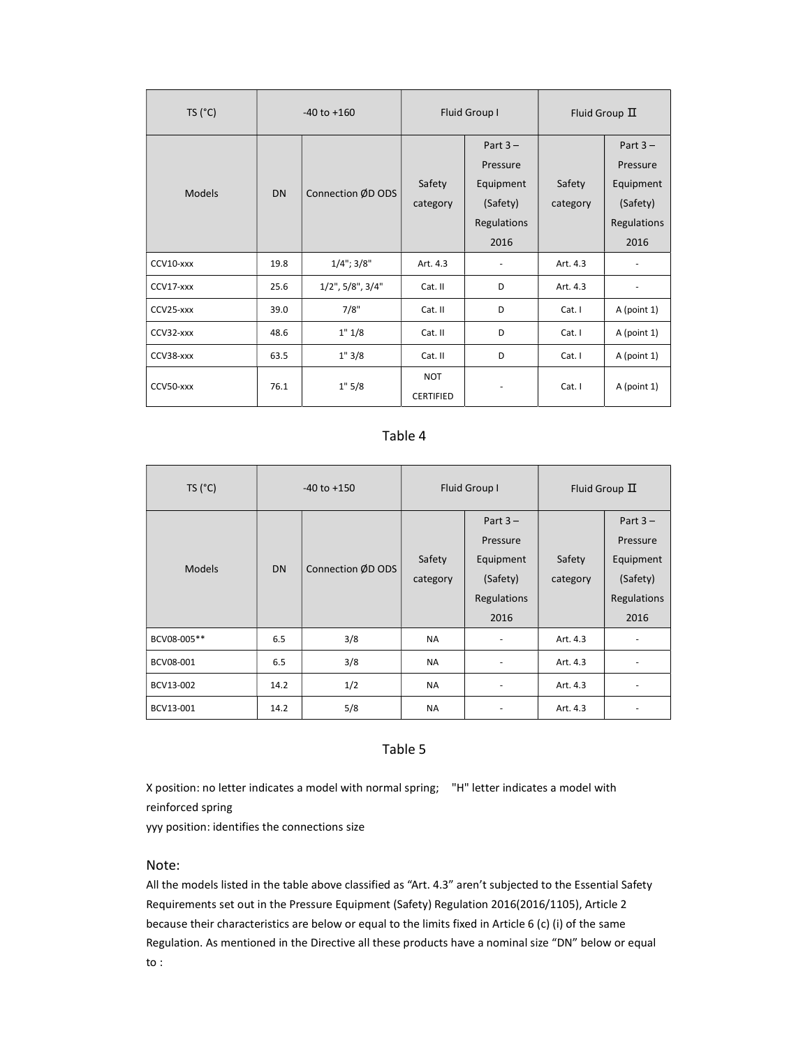| TS (°C) | -40 to +160 | | Fluid Group I | | Fluid Group Ⅱ | |
|---|---|---|---|---|---|---|
| Models | DN | Connection ØD ODS | Safety category | Part 3 – Pressure Equipment (Safety) Regulations 2016 | Safety category | Part 3 – Pressure Equipment (Safety) Regulations 2016 |
| CCV10-xxx | 19.8 | 1/4"; 3/8" | Art. 4.3 | - | Art. 4.3 | - |
| CCV17-xxx | 25.6 | 1/2", 5/8", 3/4" | Cat. II | D | Art. 4.3 | - |
| CCV25-xxx | 39.0 | 7/8" | Cat. II | D | Cat. I | A (point 1) |
| CCV32-xxx | 48.6 | 1" 1/8 | Cat. II | D | Cat. I | A (point 1) |
| CCV38-xxx | 63.5 | 1" 3/8 | Cat. II | D | Cat. I | A (point 1) |
| CCV50-xxx | 76.1 | 1" 5/8 | NOT CERTIFIED | - | Cat. I | A (point 1) |

Table 4

| TS (°C) | -40 to +150 | | Fluid Group I | | Fluid Group Ⅱ | |
|---|---|---|---|---|---|---|
| Models | DN | Connection ØD ODS | Safety category | Part 3 – Pressure Equipment (Safety) Regulations 2016 | Safety category | Part 3 – Pressure Equipment (Safety) Regulations 2016 |
| BCV08-005** | 6.5 | 3/8 | NA | - | Art. 4.3 | - |
| BCV08-001 | 6.5 | 3/8 | NA | - | Art. 4.3 | - |
| BCV13-002 | 14.2 | 1/2 | NA | - | Art. 4.3 | - |
| BCV13-001 | 14.2 | 5/8 | NA | - | Art. 4.3 | - |

Table 5

X position: no letter indicates a model with normal spring; "H" letter indicates a model with reinforced spring

yyy position: identifies the connections size

## Note:

All the models listed in the table above classified as "Art. 4.3" aren't subjected to the Essential Safety Requirements set out in the Pressure Equipment (Safety) Regulation 2016(2016/1105), Article 2 because their characteristics are below or equal to the limits fixed in Article 6 (c) (i) of the same Regulation. As mentioned in the Directive all these products have a nominal size "DN" below or equal to :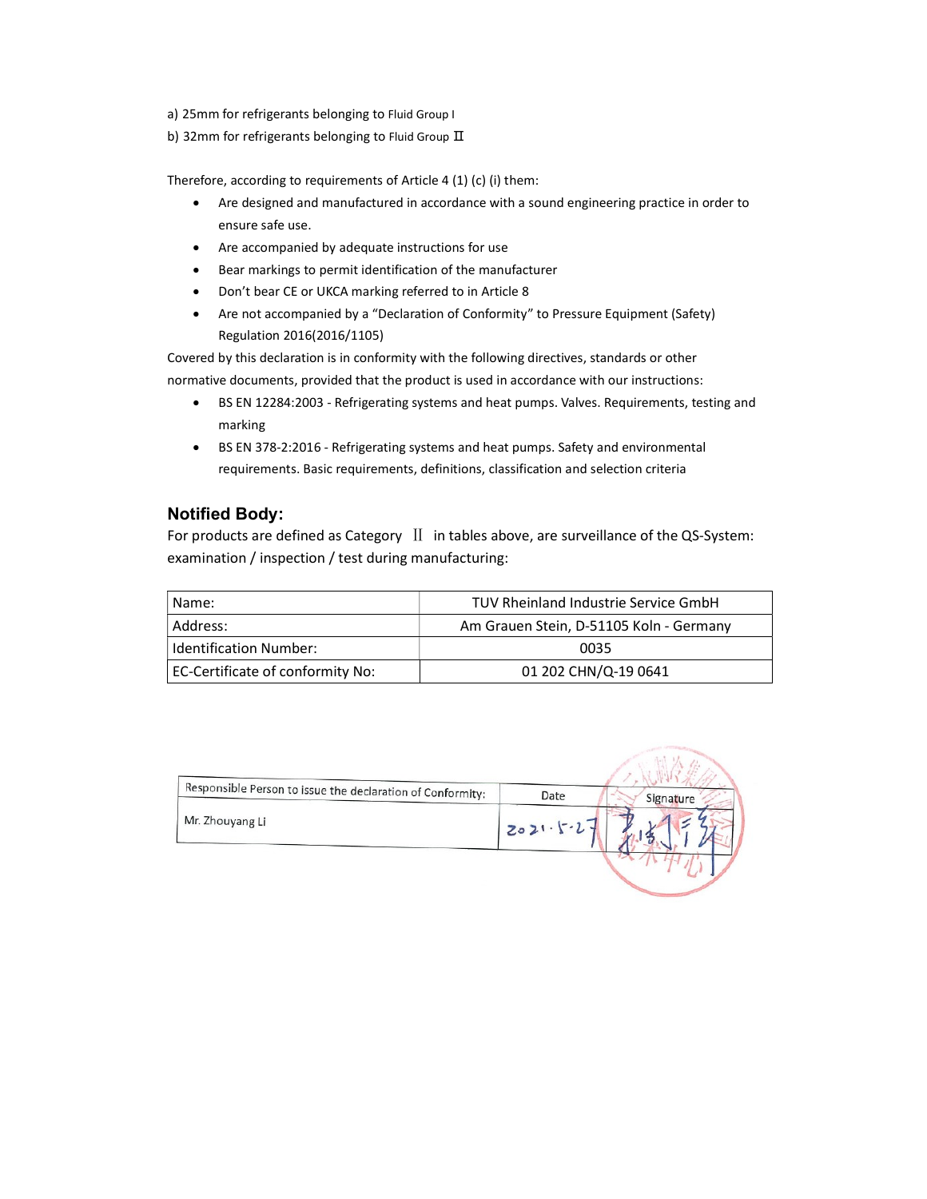a) 25mm for refrigerants belonging to Fluid Group I

b) 32mm for refrigerants belonging to Fluid Group II

Therefore, according to requirements of Article 4 (1) (c) (i) them:

- Are designed and manufactured in accordance with a sound engineering practice in order to ensure safe use.
- Are accompanied by adequate instructions for use
- Bear markings to permit identification of the manufacturer
- Don't bear CE or UKCA marking referred to in Article 8
- Are not accompanied by a "Declaration of Conformity" to Pressure Equipment (Safety) Regulation 2016(2016/1105)

Covered by this declaration is in conformity with the following directives, standards or other normative documents, provided that the product is used in accordance with our instructions:

- BS EN 12284:2003 - Refrigerating systems and heat pumps. Valves. Requirements, testing and marking
- BS EN 378-2:2016 - Refrigerating systems and heat pumps. Safety and environmental requirements. Basic requirements, definitions, classification and selection criteria

## Notified Body:

For products are defined as Category II in tables above, are surveillance of the QS-System: examination / inspection / test during manufacturing:

| | |
|---|---|
| Name: | TUV Rheinland Industrie Service GmbH |
| Address: | Am Grauen Stein, D-51105 Koln - Germany |
| Identification Number: | 0035 |
| EC-Certificate of conformity No: | 01 202 CHN/Q-19 0641 |

| Responsible Person to issue the declaration of Conformity: | Date | Signature |
|---|---|---|
| Mr. Zhouyang Li | 2021.5.27 | |